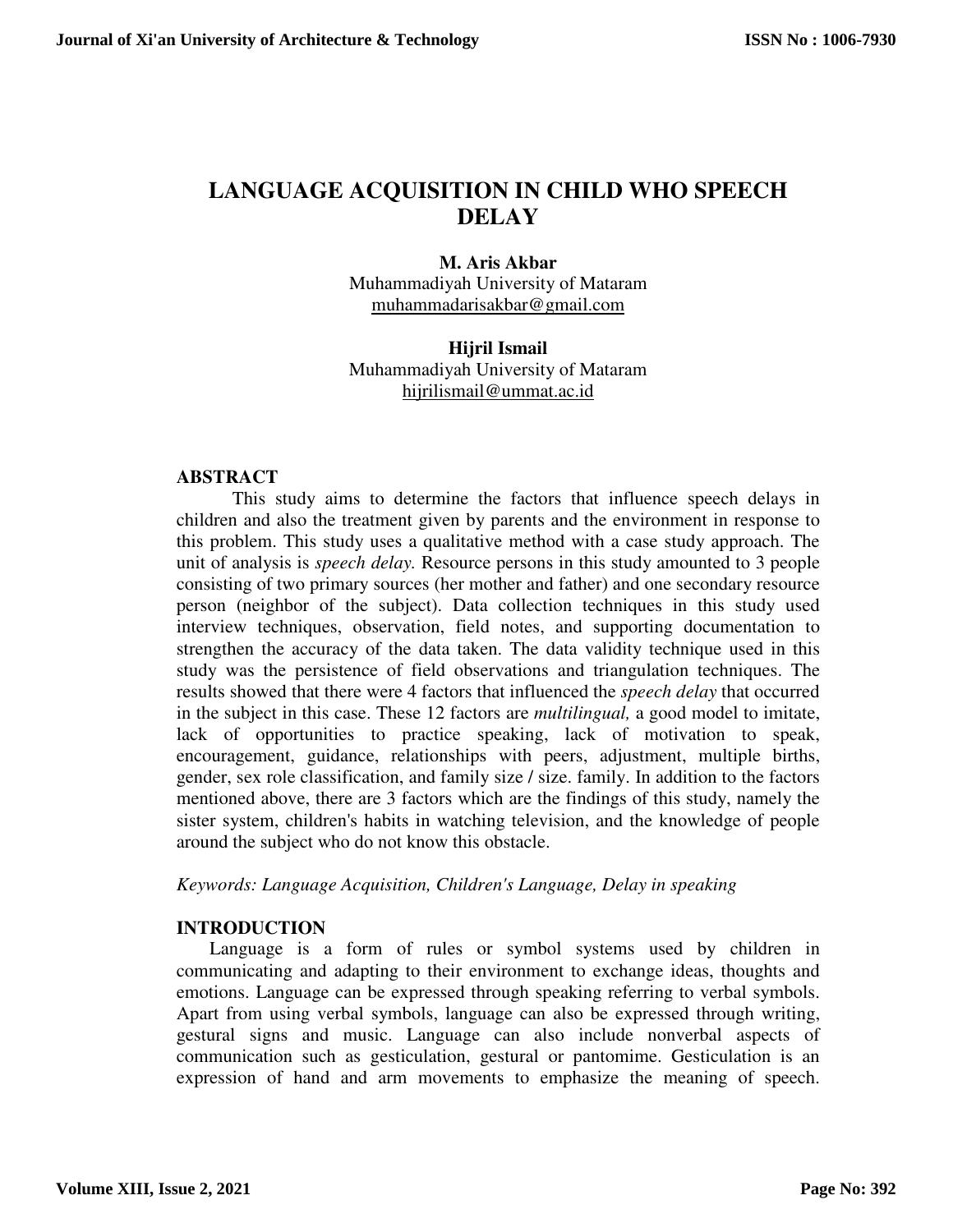# LANGUAGE ACQUISITION IN CHILD WHO SPEECH DELAY

**M. Aris Akbar**
Muhammadiyah University of Mataram
muhammadarisakbar@gmail.com

**Hijril Ismail**
Muhammadiyah University of Mataram
hijrilismail@ummat.ac.id

## ABSTRACT

This study aims to determine the factors that influence speech delays in children and also the treatment given by parents and the environment in response to this problem. This study uses a qualitative method with a case study approach. The unit of analysis is *speech delay.* Resource persons in this study amounted to 3 people consisting of two primary sources (her mother and father) and one secondary resource person (neighbor of the subject). Data collection techniques in this study used interview techniques, observation, field notes, and supporting documentation to strengthen the accuracy of the data taken. The data validity technique used in this study was the persistence of field observations and triangulation techniques. The results showed that there were 4 factors that influenced the *speech delay* that occurred in the subject in this case. These 12 factors are *multilingual,* a good model to imitate, lack of opportunities to practice speaking, lack of motivation to speak, encouragement, guidance, relationships with peers, adjustment, multiple births, gender, sex role classification, and family size / size. family. In addition to the factors mentioned above, there are 3 factors which are the findings of this study, namely the sister system, children's habits in watching television, and the knowledge of people around the subject who do not know this obstacle.

*Keywords: Language Acquisition, Children's Language, Delay in speaking*

## INTRODUCTION

Language is a form of rules or symbol systems used by children in communicating and adapting to their environment to exchange ideas, thoughts and emotions. Language can be expressed through speaking referring to verbal symbols. Apart from using verbal symbols, language can also be expressed through writing, gestural signs and music. Language can also include nonverbal aspects of communication such as gesticulation, gestural or pantomime. Gesticulation is an expression of hand and arm movements to emphasize the meaning of speech.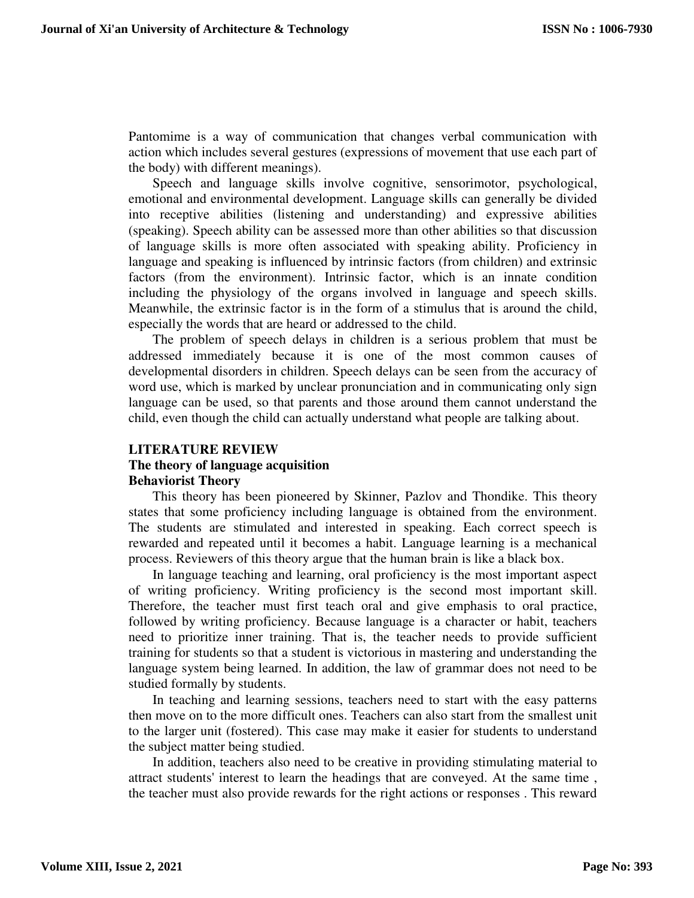Pantomime is a way of communication that changes verbal communication with action which includes several gestures (expressions of movement that use each part of the body) with different meanings).

Speech and language skills involve cognitive, sensorimotor, psychological, emotional and environmental development. Language skills can generally be divided into receptive abilities (listening and understanding) and expressive abilities (speaking). Speech ability can be assessed more than other abilities so that discussion of language skills is more often associated with speaking ability. Proficiency in language and speaking is influenced by intrinsic factors (from children) and extrinsic factors (from the environment). Intrinsic factor, which is an innate condition including the physiology of the organs involved in language and speech skills. Meanwhile, the extrinsic factor is in the form of a stimulus that is around the child, especially the words that are heard or addressed to the child.

The problem of speech delays in children is a serious problem that must be addressed immediately because it is one of the most common causes of developmental disorders in children. Speech delays can be seen from the accuracy of word use, which is marked by unclear pronunciation and in communicating only sign language can be used, so that parents and those around them cannot understand the child, even though the child can actually understand what people are talking about.

## LITERATURE REVIEW

### The theory of language acquisition

#### Behaviorist Theory

This theory has been pioneered by Skinner, Pazlov and Thondike. This theory states that some proficiency including language is obtained from the environment. The students are stimulated and interested in speaking. Each correct speech is rewarded and repeated until it becomes a habit. Language learning is a mechanical process. Reviewers of this theory argue that the human brain is like a black box.

In language teaching and learning, oral proficiency is the most important aspect of writing proficiency. Writing proficiency is the second most important skill. Therefore, the teacher must first teach oral and give emphasis to oral practice, followed by writing proficiency. Because language is a character or habit, teachers need to prioritize inner training. That is, the teacher needs to provide sufficient training for students so that a student is victorious in mastering and understanding the language system being learned. In addition, the law of grammar does not need to be studied formally by students.

In teaching and learning sessions, teachers need to start with the easy patterns then move on to the more difficult ones. Teachers can also start from the smallest unit to the larger unit (fostered). This case may make it easier for students to understand the subject matter being studied.

In addition, teachers also need to be creative in providing stimulating material to attract students' interest to learn the headings that are conveyed. At the same time , the teacher must also provide rewards for the right actions or responses . This reward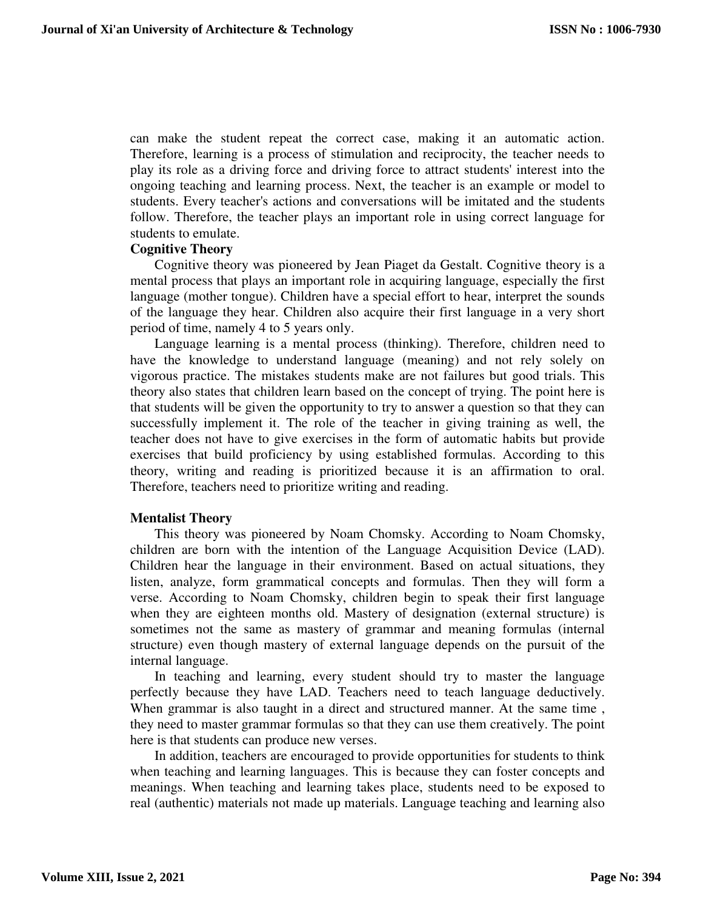can make the student repeat the correct case, making it an automatic action. Therefore, learning is a process of stimulation and reciprocity, the teacher needs to play its role as a driving force and driving force to attract students' interest into the ongoing teaching and learning process. Next, the teacher is an example or model to students. Every teacher's actions and conversations will be imitated and the students follow. Therefore, the teacher plays an important role in using correct language for students to emulate.

### Cognitive Theory

Cognitive theory was pioneered by Jean Piaget da Gestalt. Cognitive theory is a mental process that plays an important role in acquiring language, especially the first language (mother tongue). Children have a special effort to hear, interpret the sounds of the language they hear. Children also acquire their first language in a very short period of time, namely 4 to 5 years only.

Language learning is a mental process (thinking). Therefore, children need to have the knowledge to understand language (meaning) and not rely solely on vigorous practice. The mistakes students make are not failures but good trials. This theory also states that children learn based on the concept of trying. The point here is that students will be given the opportunity to try to answer a question so that they can successfully implement it. The role of the teacher in giving training as well, the teacher does not have to give exercises in the form of automatic habits but provide exercises that build proficiency by using established formulas. According to this theory, writing and reading is prioritized because it is an affirmation to oral. Therefore, teachers need to prioritize writing and reading.

### Mentalist Theory

This theory was pioneered by Noam Chomsky. According to Noam Chomsky, children are born with the intention of the Language Acquisition Device (LAD). Children hear the language in their environment. Based on actual situations, they listen, analyze, form grammatical concepts and formulas. Then they will form a verse. According to Noam Chomsky, children begin to speak their first language when they are eighteen months old. Mastery of designation (external structure) is sometimes not the same as mastery of grammar and meaning formulas (internal structure) even though mastery of external language depends on the pursuit of the internal language.

In teaching and learning, every student should try to master the language perfectly because they have LAD. Teachers need to teach language deductively. When grammar is also taught in a direct and structured manner. At the same time , they need to master grammar formulas so that they can use them creatively. The point here is that students can produce new verses.

In addition, teachers are encouraged to provide opportunities for students to think when teaching and learning languages. This is because they can foster concepts and meanings. When teaching and learning takes place, students need to be exposed to real (authentic) materials not made up materials. Language teaching and learning also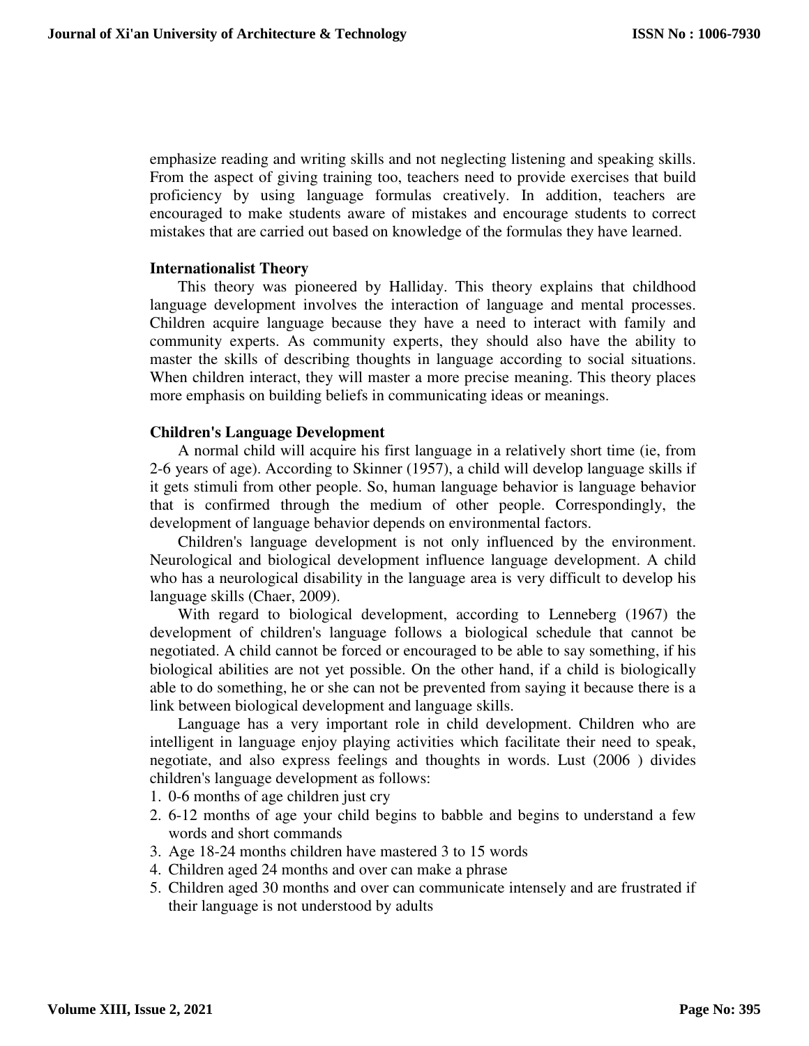emphasize reading and writing skills and not neglecting listening and speaking skills. From the aspect of giving training too, teachers need to provide exercises that build proficiency by using language formulas creatively. In addition, teachers are encouraged to make students aware of mistakes and encourage students to correct mistakes that are carried out based on knowledge of the formulas they have learned.

**Internationalist Theory**

This theory was pioneered by Halliday. This theory explains that childhood language development involves the interaction of language and mental processes. Children acquire language because they have a need to interact with family and community experts. As community experts, they should also have the ability to master the skills of describing thoughts in language according to social situations. When children interact, they will master a more precise meaning. This theory places more emphasis on building beliefs in communicating ideas or meanings.

**Children's Language Development**

A normal child will acquire his first language in a relatively short time (ie, from 2-6 years of age). According to Skinner (1957), a child will develop language skills if it gets stimuli from other people. So, human language behavior is language behavior that is confirmed through the medium of other people. Correspondingly, the development of language behavior depends on environmental factors.

Children's language development is not only influenced by the environment. Neurological and biological development influence language development. A child who has a neurological disability in the language area is very difficult to develop his language skills (Chaer, 2009).

With regard to biological development, according to Lenneberg (1967) the development of children's language follows a biological schedule that cannot be negotiated. A child cannot be forced or encouraged to be able to say something, if his biological abilities are not yet possible. On the other hand, if a child is biologically able to do something, he or she can not be prevented from saying it because there is a link between biological development and language skills.

Language has a very important role in child development. Children who are intelligent in language enjoy playing activities which facilitate their need to speak, negotiate, and also express feelings and thoughts in words. Lust (2006 ) divides children's language development as follows:

1. 0-6 months of age children just cry
2. 6-12 months of age your child begins to babble and begins to understand a few words and short commands
3. Age 18-24 months children have mastered 3 to 15 words
4. Children aged 24 months and over can make a phrase
5. Children aged 30 months and over can communicate intensely and are frustrated if their language is not understood by adults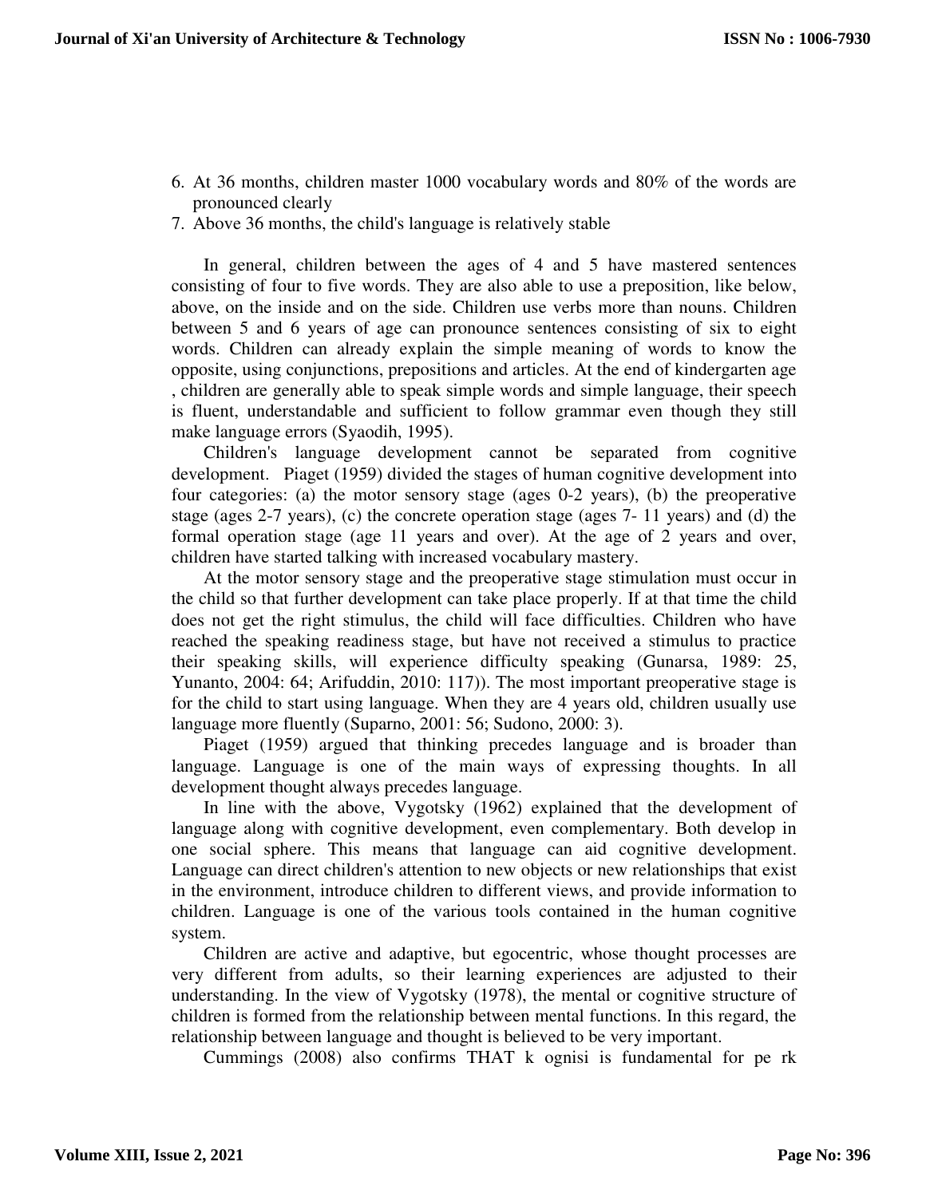6. At 36 months, children master 1000 vocabulary words and 80% of the words are pronounced clearly
7. Above 36 months, the child's language is relatively stable

In general, children between the ages of 4 and 5 have mastered sentences consisting of four to five words. They are also able to use a preposition, like below, above, on the inside and on the side. Children use verbs more than nouns. Children between 5 and 6 years of age can pronounce sentences consisting of six to eight words. Children can already explain the simple meaning of words to know the opposite, using conjunctions, prepositions and articles. At the end of kindergarten age , children are generally able to speak simple words and simple language, their speech is fluent, understandable and sufficient to follow grammar even though they still make language errors (Syaodih, 1995).

Children's language development cannot be separated from cognitive development. Piaget (1959) divided the stages of human cognitive development into four categories: (a) the motor sensory stage (ages 0-2 years), (b) the preoperative stage (ages 2-7 years), (c) the concrete operation stage (ages 7- 11 years) and (d) the formal operation stage (age 11 years and over). At the age of 2 years and over, children have started talking with increased vocabulary mastery.

At the motor sensory stage and the preoperative stage stimulation must occur in the child so that further development can take place properly. If at that time the child does not get the right stimulus, the child will face difficulties. Children who have reached the speaking readiness stage, but have not received a stimulus to practice their speaking skills, will experience difficulty speaking (Gunarsa, 1989: 25, Yunanto, 2004: 64; Arifuddin, 2010: 117)). The most important preoperative stage is for the child to start using language. When they are 4 years old, children usually use language more fluently (Suparno, 2001: 56; Sudono, 2000: 3).

Piaget (1959) argued that thinking precedes language and is broader than language. Language is one of the main ways of expressing thoughts. In all development thought always precedes language.

In line with the above, Vygotsky (1962) explained that the development of language along with cognitive development, even complementary. Both develop in one social sphere. This means that language can aid cognitive development. Language can direct children's attention to new objects or new relationships that exist in the environment, introduce children to different views, and provide information to children. Language is one of the various tools contained in the human cognitive system.

Children are active and adaptive, but egocentric, whose thought processes are very different from adults, so their learning experiences are adjusted to their understanding. In the view of Vygotsky (1978), the mental or cognitive structure of children is formed from the relationship between mental functions. In this regard, the relationship between language and thought is believed to be very important.

Cummings (2008) also confirms THAT k ognisi is fundamental for pe rk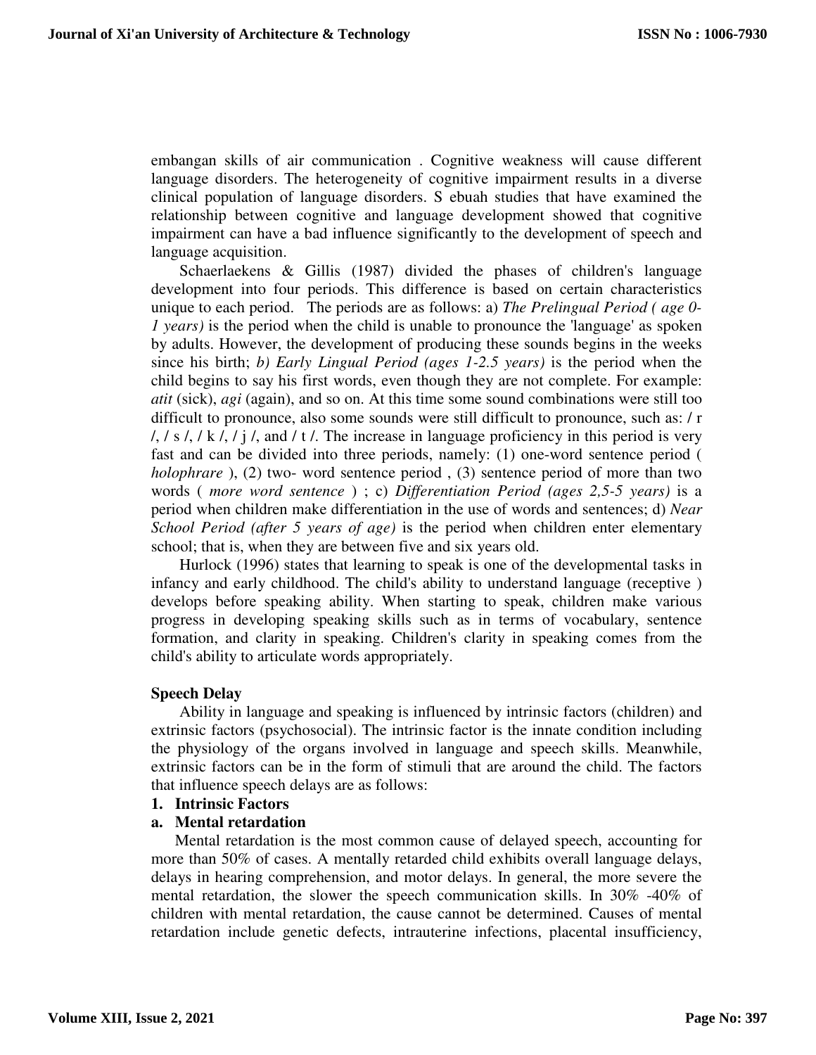embangan skills of air communication . Cognitive weakness will cause different language disorders. The heterogeneity of cognitive impairment results in a diverse clinical population of language disorders. S ebuah studies that have examined the relationship between cognitive and language development showed that cognitive impairment can have a bad influence significantly to the development of speech and language acquisition.

Schaerlaekens & Gillis (1987) divided the phases of children's language development into four periods. This difference is based on certain characteristics unique to each period. The periods are as follows: a) *The Prelingual Period ( age 0-1 years)* is the period when the child is unable to pronounce the 'language' as spoken by adults. However, the development of producing these sounds begins in the weeks since his birth; *b) Early Lingual Period (ages 1-2.5 years)* is the period when the child begins to say his first words, even though they are not complete. For example: *atit* (sick), *agi* (again), and so on. At this time some sound combinations were still too difficult to pronounce, also some sounds were still difficult to pronounce, such as: / r /, / s /, / k /, / j /, and / t /. The increase in language proficiency in this period is very fast and can be divided into three periods, namely: (1) one-word sentence period ( *holophrare* ), (2) two- word sentence period , (3) sentence period of more than two words ( *more word sentence* ) ; c) *Differentiation Period (ages 2,5-5 years)* is a period when children make differentiation in the use of words and sentences; d) *Near School Period (after 5 years of age)* is the period when children enter elementary school; that is, when they are between five and six years old.

Hurlock (1996) states that learning to speak is one of the developmental tasks in infancy and early childhood. The child's ability to understand language (receptive ) develops before speaking ability. When starting to speak, children make various progress in developing speaking skills such as in terms of vocabulary, sentence formation, and clarity in speaking. Children's clarity in speaking comes from the child's ability to articulate words appropriately.

**Speech Delay**

Ability in language and speaking is influenced by intrinsic factors (children) and extrinsic factors (psychosocial). The intrinsic factor is the innate condition including the physiology of the organs involved in language and speech skills. Meanwhile, extrinsic factors can be in the form of stimuli that are around the child. The factors that influence speech delays are as follows:

**1. Intrinsic Factors**

**a. Mental retardation**

Mental retardation is the most common cause of delayed speech, accounting for more than 50% of cases. A mentally retarded child exhibits overall language delays, delays in hearing comprehension, and motor delays. In general, the more severe the mental retardation, the slower the speech communication skills. In 30% -40% of children with mental retardation, the cause cannot be determined. Causes of mental retardation include genetic defects, intrauterine infections, placental insufficiency,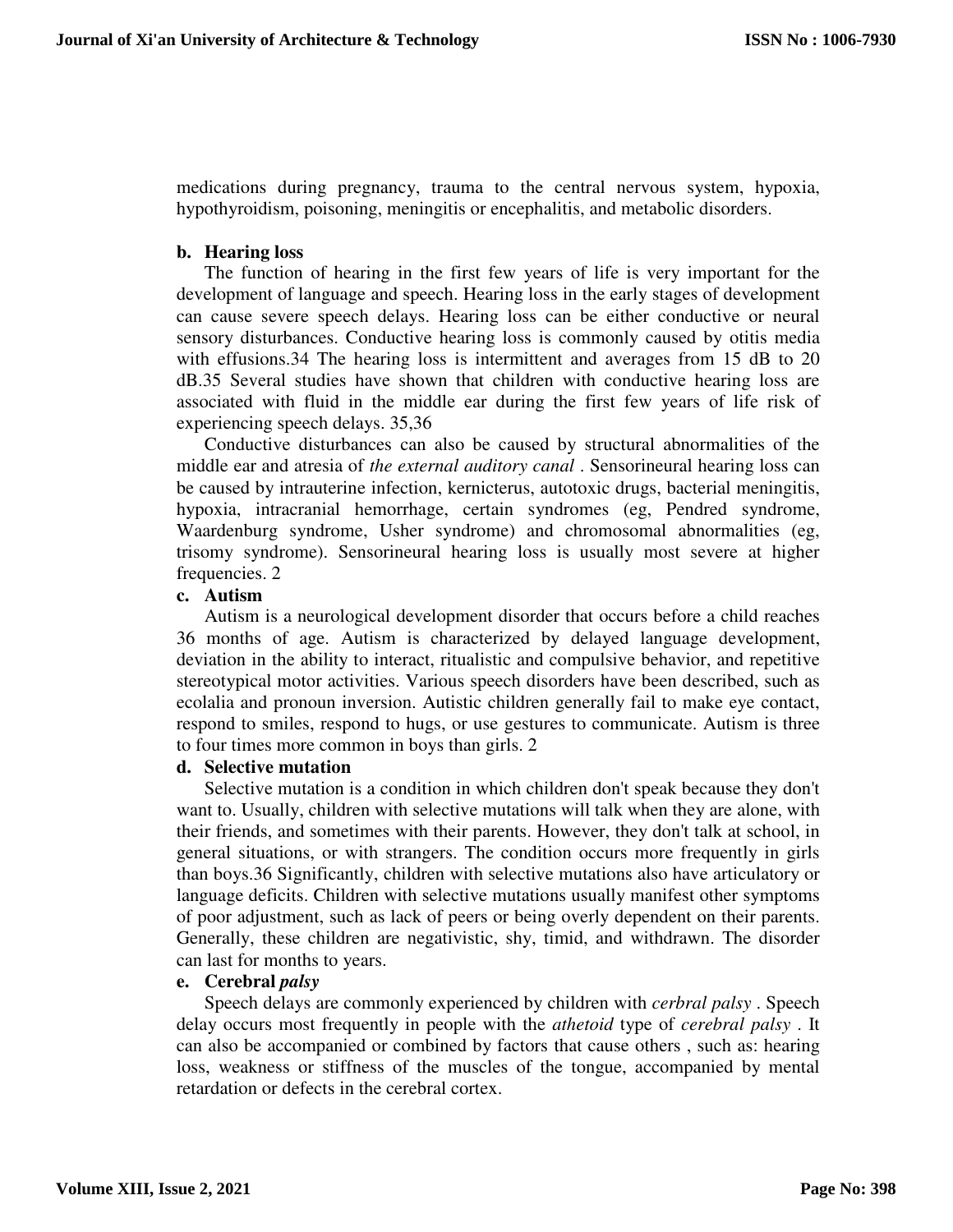medications during pregnancy, trauma to the central nervous system, hypoxia, hypothyroidism, poisoning, meningitis or encephalitis, and metabolic disorders.

**b. Hearing loss**

The function of hearing in the first few years of life is very important for the development of language and speech. Hearing loss in the early stages of development can cause severe speech delays. Hearing loss can be either conductive or neural sensory disturbances. Conductive hearing loss is commonly caused by otitis media with effusions.34 The hearing loss is intermittent and averages from 15 dB to 20 dB.35 Several studies have shown that children with conductive hearing loss are associated with fluid in the middle ear during the first few years of life risk of experiencing speech delays. 35,36

Conductive disturbances can also be caused by structural abnormalities of the middle ear and atresia of *the external auditory canal* . Sensorineural hearing loss can be caused by intrauterine infection, kernicterus, autotoxic drugs, bacterial meningitis, hypoxia, intracranial hemorrhage, certain syndromes (eg, Pendred syndrome, Waardenburg syndrome, Usher syndrome) and chromosomal abnormalities (eg, trisomy syndrome). Sensorineural hearing loss is usually most severe at higher frequencies. 2

**c. Autism**

Autism is a neurological development disorder that occurs before a child reaches 36 months of age. Autism is characterized by delayed language development, deviation in the ability to interact, ritualistic and compulsive behavior, and repetitive stereotypical motor activities. Various speech disorders have been described, such as ecolalia and pronoun inversion. Autistic children generally fail to make eye contact, respond to smiles, respond to hugs, or use gestures to communicate. Autism is three to four times more common in boys than girls. 2

**d. Selective mutation**

Selective mutation is a condition in which children don't speak because they don't want to. Usually, children with selective mutations will talk when they are alone, with their friends, and sometimes with their parents. However, they don't talk at school, in general situations, or with strangers. The condition occurs more frequently in girls than boys.36 Significantly, children with selective mutations also have articulatory or language deficits. Children with selective mutations usually manifest other symptoms of poor adjustment, such as lack of peers or being overly dependent on their parents. Generally, these children are negativistic, shy, timid, and withdrawn. The disorder can last for months to years.

**e. Cerebral *palsy***

Speech delays are commonly experienced by children with *cerbral palsy* . Speech delay occurs most frequently in people with the *athetoid* type of *cerebral palsy* . It can also be accompanied or combined by factors that cause others , such as: hearing loss, weakness or stiffness of the muscles of the tongue, accompanied by mental retardation or defects in the cerebral cortex.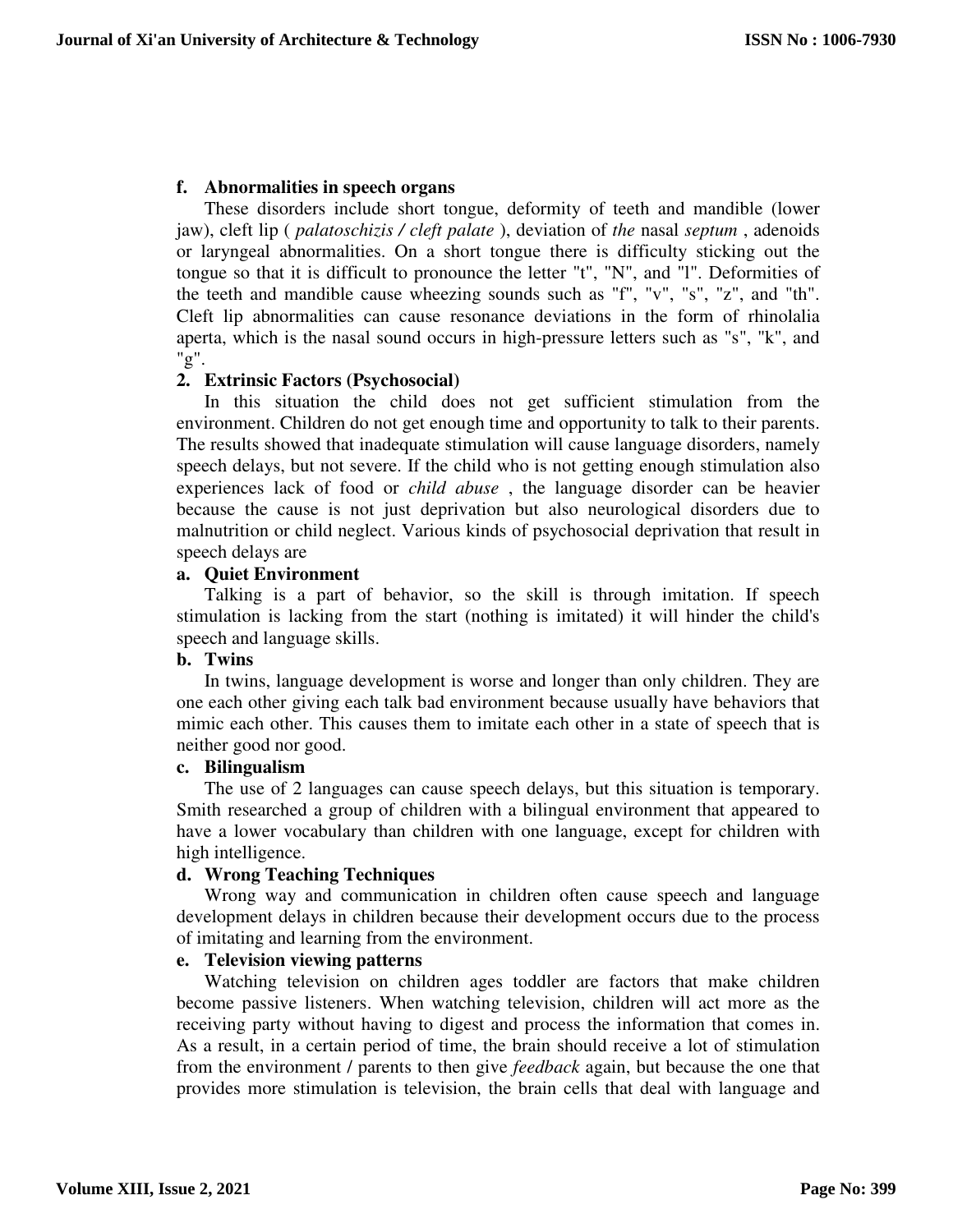**f. Abnormalities in speech organs**

These disorders include short tongue, deformity of teeth and mandible (lower jaw), cleft lip ( *palatoschizis / cleft palate* ), deviation of *the* nasal *septum* , adenoids or laryngeal abnormalities. On a short tongue there is difficulty sticking out the tongue so that it is difficult to pronounce the letter "t", "N", and "l". Deformities of the teeth and mandible cause wheezing sounds such as "f", "v", "s", "z", and "th". Cleft lip abnormalities can cause resonance deviations in the form of rhinolalia aperta, which is the nasal sound occurs in high-pressure letters such as "s", "k", and "g".

**2. Extrinsic Factors (Psychosocial)**

In this situation the child does not get sufficient stimulation from the environment. Children do not get enough time and opportunity to talk to their parents. The results showed that inadequate stimulation will cause language disorders, namely speech delays, but not severe. If the child who is not getting enough stimulation also experiences lack of food or *child abuse* , the language disorder can be heavier because the cause is not just deprivation but also neurological disorders due to malnutrition or child neglect. Various kinds of psychosocial deprivation that result in speech delays are

**a. Quiet Environment**

Talking is a part of behavior, so the skill is through imitation. If speech stimulation is lacking from the start (nothing is imitated) it will hinder the child's speech and language skills.

**b. Twins**

In twins, language development is worse and longer than only children. They are one each other giving each talk bad environment because usually have behaviors that mimic each other. This causes them to imitate each other in a state of speech that is neither good nor good.

**c. Bilingualism**

The use of 2 languages can cause speech delays, but this situation is temporary. Smith researched a group of children with a bilingual environment that appeared to have a lower vocabulary than children with one language, except for children with high intelligence.

**d. Wrong Teaching Techniques**

Wrong way and communication in children often cause speech and language development delays in children because their development occurs due to the process of imitating and learning from the environment.

**e. Television viewing patterns**

Watching television on children ages toddler are factors that make children become passive listeners. When watching television, children will act more as the receiving party without having to digest and process the information that comes in. As a result, in a certain period of time, the brain should receive a lot of stimulation from the environment / parents to then give *feedback* again, but because the one that provides more stimulation is television, the brain cells that deal with language and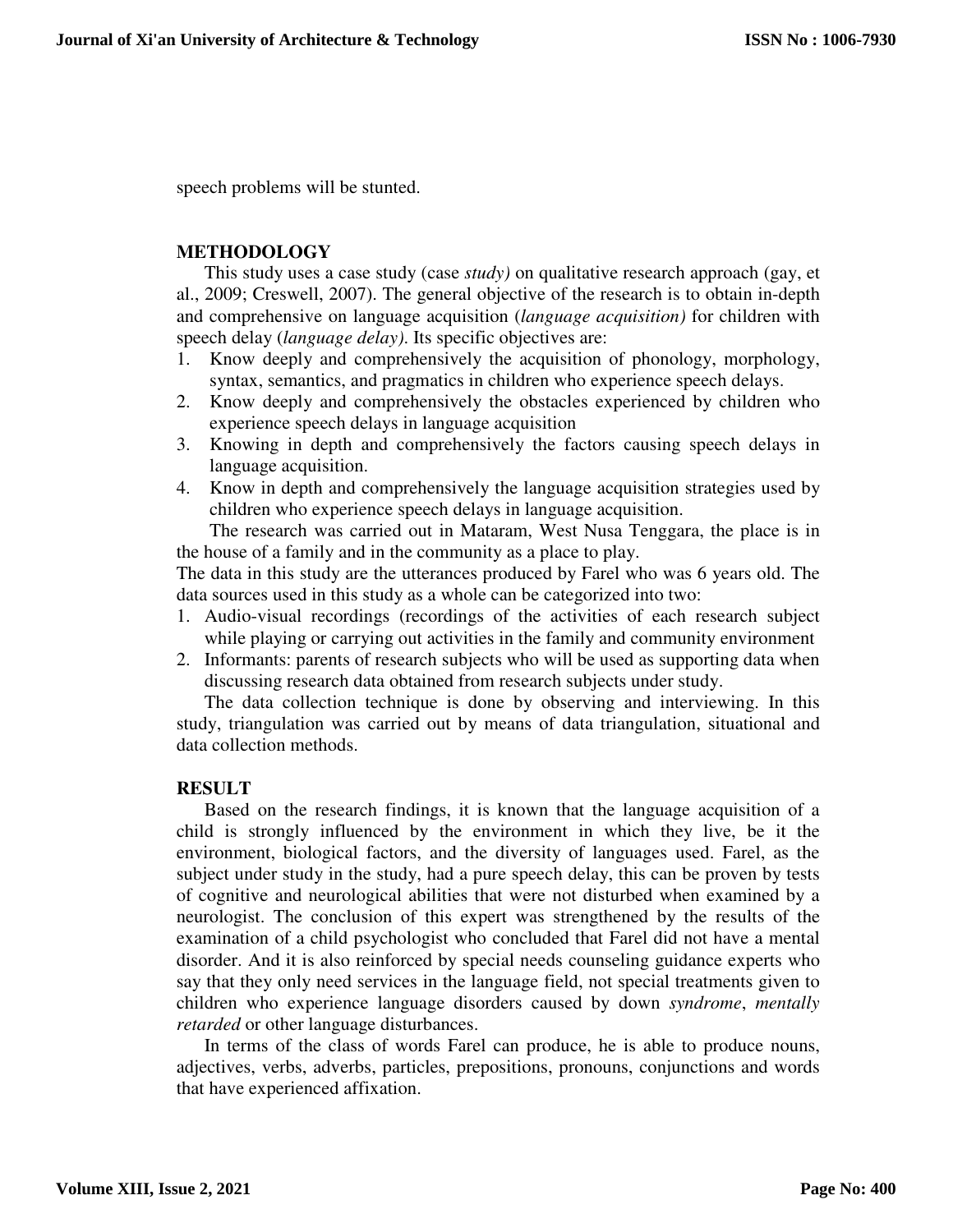speech problems will be stunted.

## METHODOLOGY

This study uses a case study (case *study)* on qualitative research approach (gay, et al., 2009; Creswell, 2007). The general objective of the research is to obtain in-depth and comprehensive on language acquisition (*language acquisition)* for children with speech delay (*language delay)*. Its specific objectives are:

1. Know deeply and comprehensively the acquisition of phonology, morphology, syntax, semantics, and pragmatics in children who experience speech delays.
2. Know deeply and comprehensively the obstacles experienced by children who experience speech delays in language acquisition
3. Knowing in depth and comprehensively the factors causing speech delays in language acquisition.
4. Know in depth and comprehensively the language acquisition strategies used by children who experience speech delays in language acquisition.

The research was carried out in Mataram, West Nusa Tenggara, the place is in the house of a family and in the community as a place to play.

The data in this study are the utterances produced by Farel who was 6 years old. The data sources used in this study as a whole can be categorized into two:

1. Audio-visual recordings (recordings of the activities of each research subject while playing or carrying out activities in the family and community environment
2. Informants: parents of research subjects who will be used as supporting data when discussing research data obtained from research subjects under study.

The data collection technique is done by observing and interviewing. In this study, triangulation was carried out by means of data triangulation, situational and data collection methods.

## RESULT

Based on the research findings, it is known that the language acquisition of a child is strongly influenced by the environment in which they live, be it the environment, biological factors, and the diversity of languages used. Farel, as the subject under study in the study, had a pure speech delay, this can be proven by tests of cognitive and neurological abilities that were not disturbed when examined by a neurologist. The conclusion of this expert was strengthened by the results of the examination of a child psychologist who concluded that Farel did not have a mental disorder. And it is also reinforced by special needs counseling guidance experts who say that they only need services in the language field, not special treatments given to children who experience language disorders caused by down *syndrome*, *mentally retarded* or other language disturbances.

In terms of the class of words Farel can produce, he is able to produce nouns, adjectives, verbs, adverbs, particles, prepositions, pronouns, conjunctions and words that have experienced affixation.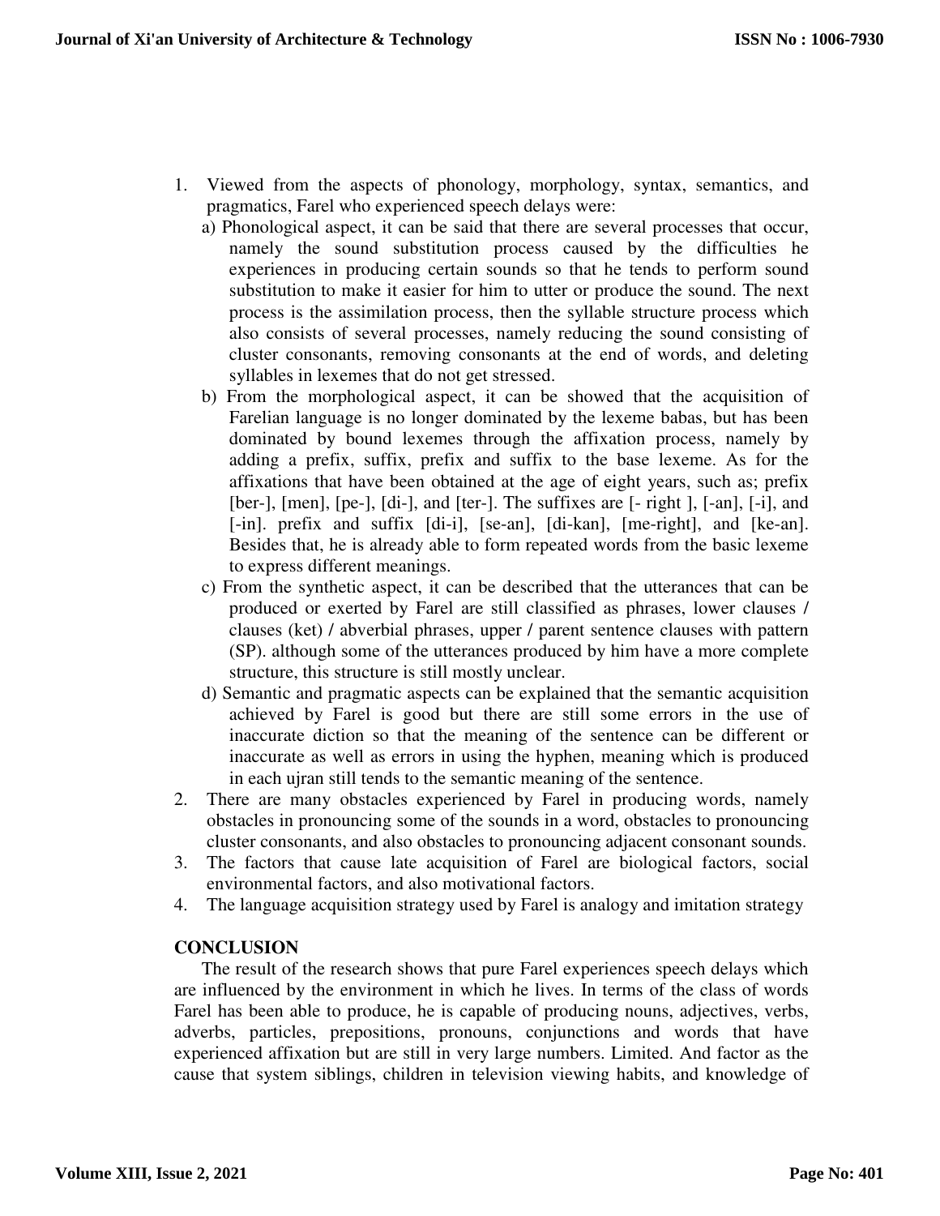1. Viewed from the aspects of phonology, morphology, syntax, semantics, and pragmatics, Farel who experienced speech delays were:
   a) Phonological aspect, it can be said that there are several processes that occur, namely the sound substitution process caused by the difficulties he experiences in producing certain sounds so that he tends to perform sound substitution to make it easier for him to utter or produce the sound. The next process is the assimilation process, then the syllable structure process which also consists of several processes, namely reducing the sound consisting of cluster consonants, removing consonants at the end of words, and deleting syllables in lexemes that do not get stressed.
   b) From the morphological aspect, it can be showed that the acquisition of Farelian language is no longer dominated by the lexeme babas, but has been dominated by bound lexemes through the affixation process, namely by adding a prefix, suffix, prefix and suffix to the base lexeme. As for the affixations that have been obtained at the age of eight years, such as; prefix [ber-], [men], [pe-], [di-], and [ter-]. The suffixes are [- right ], [-an], [-i], and [-in]. prefix and suffix [di-i], [se-an], [di-kan], [me-right], and [ke-an]. Besides that, he is already able to form repeated words from the basic lexeme to express different meanings.
   c) From the synthetic aspect, it can be described that the utterances that can be produced or exerted by Farel are still classified as phrases, lower clauses / clauses (ket) / abverbial phrases, upper / parent sentence clauses with pattern (SP). although some of the utterances produced by him have a more complete structure, this structure is still mostly unclear.
   d) Semantic and pragmatic aspects can be explained that the semantic acquisition achieved by Farel is good but there are still some errors in the use of inaccurate diction so that the meaning of the sentence can be different or inaccurate as well as errors in using the hyphen, meaning which is produced in each ujran still tends to the semantic meaning of the sentence.
2. There are many obstacles experienced by Farel in producing words, namely obstacles in pronouncing some of the sounds in a word, obstacles to pronouncing cluster consonants, and also obstacles to pronouncing adjacent consonant sounds.
3. The factors that cause late acquisition of Farel are biological factors, social environmental factors, and also motivational factors.
4. The language acquisition strategy used by Farel is analogy and imitation strategy

## CONCLUSION

The result of the research shows that pure Farel experiences speech delays which are influenced by the environment in which he lives. In terms of the class of words Farel has been able to produce, he is capable of producing nouns, adjectives, verbs, adverbs, particles, prepositions, pronouns, conjunctions and words that have experienced affixation but are still in very large numbers. Limited. And factor as the cause that system siblings, children in television viewing habits, and knowledge of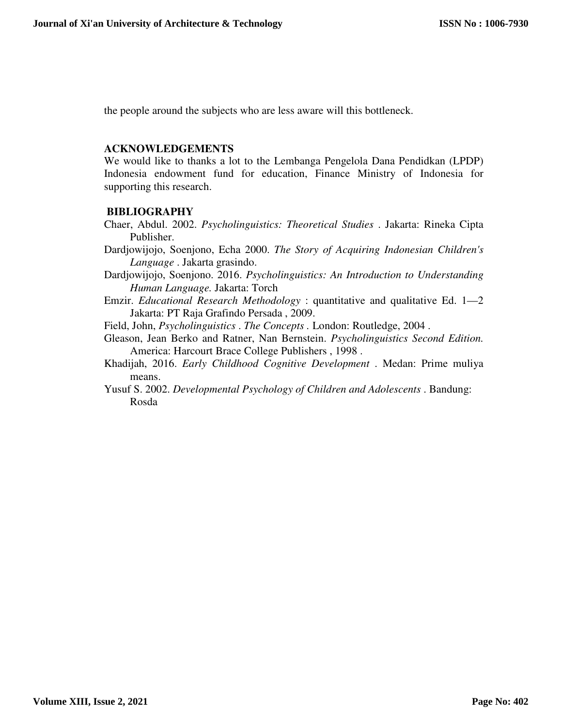the people around the subjects who are less aware will this bottleneck.

## ACKNOWLEDGEMENTS

We would like to thanks a lot to the Lembanga Pengelola Dana Pendidkan (LPDP) Indonesia endowment fund for education, Finance Ministry of Indonesia for supporting this research.

## BIBLIOGRAPHY

Chaer, Abdul. 2002. *Psycholinguistics: Theoretical Studies* . Jakarta: Rineka Cipta Publisher.

Dardjowijojo, Soenjono, Echa 2000. *The Story of Acquiring Indonesian Children's Language* . Jakarta grasindo.

Dardjowijojo, Soenjono. 2016. *Psycholinguistics: An Introduction to Understanding Human Language.* Jakarta: Torch

Emzir. *Educational Research Methodology* : quantitative and qualitative Ed. 1—2 Jakarta: PT Raja Grafindo Persada , 2009.

Field, John, *Psycholinguistics* . *The Concepts* . London: Routledge, 2004 .

Gleason, Jean Berko and Ratner, Nan Bernstein. *Psycholinguistics Second Edition.* America: Harcourt Brace College Publishers , 1998 .

Khadijah, 2016. *Early Childhood Cognitive Development* . Medan: Prime muliya means.

Yusuf S. 2002. *Developmental Psychology of Children and Adolescents* . Bandung: Rosda